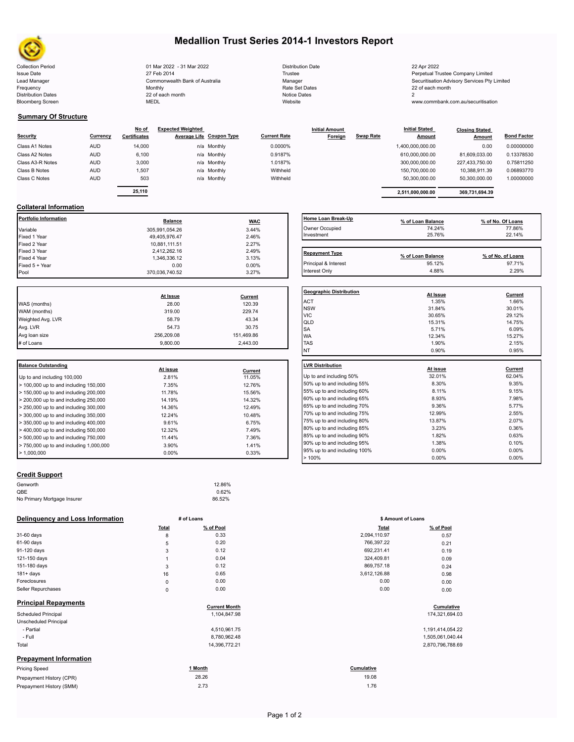# Medallion Trust Series 2014-1 Investors Report

| | | | |
|---|---|---|---|
| Collection Period | 01 Mar 2022 - 31 Mar 2022 | Distribution Date | 22 Apr 2022 |
| Issue Date | 27 Feb 2014 | Trustee | Perpetual Trustee Company Limited |
| Lead Manager | Commonwealth Bank of Australia | Manager | Securitisation Advisory Services Pty Limited |
| Frequency | Monthly | Rate Set Dates | 22 of each month |
| Distribution Dates | 22 of each month | Notice Dates | 2 |
| Bloomberg Screen | MEDL | Website | www.commbank.com.au/securitisation |

## Summary Of Structure

| Security | Currency | No of Certificates | Expected Weighted Average Life | Coupon Type | Current Rate | Initial Amount Foreign | Swap Rate | Initial Stated Amount | Closing Stated Amount | Bond Factor |
|---|---|---|---|---|---|---|---|---|---|---|
| Class A1 Notes | AUD | 14,000 | n/a | Monthly | 0.0000% | | | 1,400,000,000.00 | 0.00 | 0.00000000 |
| Class A2 Notes | AUD | 6,100 | n/a | Monthly | 0.9187% | | | 610,000,000.00 | 81,609,033.00 | 0.13378530 |
| Class A3-R Notes | AUD | 3,000 | n/a | Monthly | 1.0187% | | | 300,000,000.00 | 227,433,750.00 | 0.75811250 |
| Class B Notes | AUD | 1,507 | n/a | Monthly | Withheld | | | 150,700,000.00 | 10,388,911.39 | 0.06893770 |
| Class C Notes | AUD | 503 | n/a | Monthly | Withheld | | | 50,300,000.00 | 50,300,000.00 | 1.00000000 |
| | | 25,110 | | | | | | 2,511,000,000.00 | 369,731,694.39 | |

## Collateral Information

| Portfolio Information | Balance | WAC |
|---|---|---|
| Variable | 305,991,054.26 | 3.44% |
| Fixed 1 Year | 49,405,976.47 | 2.46% |
| Fixed 2 Year | 10,881,111.51 | 2.27% |
| Fixed 3 Year | 2,412,262.16 | 2.49% |
| Fixed 4 Year | 1,346,336.12 | 3.13% |
| Fixed 5 + Year | 0.00 | 0.00% |
| Pool | 370,036,740.52 | 3.27% |

| Home Loan Break-Up | % of Loan Balance | % of No. Of Loans |
|---|---|---|
| Owner Occupied | 74.24% | 77.86% |
| Investment | 25.76% | 22.14% |

| Repayment Type | % of Loan Balance | % of No. of Loans |
|---|---|---|
| Principal & Interest | 95.12% | 97.71% |
| Interest Only | 4.88% | 2.29% |

| | At Issue | Current |
|---|---|---|
| WAS (months) | 28.00 | 120.39 |
| WAM (months) | 319.00 | 229.74 |
| Weighted Avg. LVR | 58.79 | 43.34 |
| Avg. LVR | 54.73 | 30.75 |
| Avg loan size | 256,209.08 | 151,469.86 |
| # of Loans | 9,800.00 | 2,443.00 |

| Geographic Distribution | At Issue | Current |
|---|---|---|
| ACT | 1.35% | 1.66% |
| NSW | 31.84% | 30.01% |
| VIC | 30.65% | 29.12% |
| QLD | 15.31% | 14.75% |
| SA | 5.71% | 6.09% |
| WA | 12.34% | 15.27% |
| TAS | 1.90% | 2.15% |
| NT | 0.90% | 0.95% |

| Balance Outstanding | At issue | Current |
|---|---|---|
| Up to and including 100,000 | 2.81% | 11.05% |
| > 100,000 up to and including 150,000 | 7.35% | 12.76% |
| > 150,000 up to and including 200,000 | 11.78% | 15.56% |
| > 200,000 up to and including 250,000 | 14.19% | 14.32% |
| > 250,000 up to and including 300,000 | 14.36% | 12.49% |
| > 300,000 up to and including 350,000 | 12.24% | 10.48% |
| > 350,000 up to and including 400,000 | 9.61% | 6.75% |
| > 400,000 up to and including 500,000 | 12.32% | 7.49% |
| > 500,000 up to and including 750,000 | 11.44% | 7.36% |
| > 750,000 up to and including 1,000,000 | 3.90% | 1.41% |
| > 1,000,000 | 0.00% | 0.33% |

| LVR Distribution | At issue | Current |
|---|---|---|
| Up to and including 50% | 32.01% | 62.04% |
| 50% up to and including 55% | 8.30% | 9.35% |
| 55% up to and including 60% | 8.11% | 9.15% |
| 60% up to and including 65% | 8.93% | 7.98% |
| 65% up to and including 70% | 9.36% | 5.77% |
| 70% up to and including 75% | 12.99% | 2.55% |
| 75% up to and including 80% | 13.87% | 2.07% |
| 80% up to and including 85% | 3.23% | 0.36% |
| 85% up to and including 90% | 1.82% | 0.63% |
| 90% up to and including 95% | 1.38% | 0.10% |
| 95% up to and including 100% | 0.00% | 0.00% |
| > 100% | 0.00% | 0.00% |

## Credit Support

| | |
|---|---|
| Genworth | 12.86% |
| QBE | 0.62% |
| No Primary Mortgage Insurer | 86.52% |

## Delinquency and Loss Information

| | # of Loans | | $ Amount of Loans | |
|---|---|---|---|---|
| | Total | % of Pool | Total | % of Pool |
| 31-60 days | 8 | 0.33 | 2,094,110.97 | 0.57 |
| 61-90 days | 5 | 0.20 | 766,397.22 | 0.21 |
| 91-120 days | 3 | 0.12 | 692,231.41 | 0.19 |
| 121-150 days | 1 | 0.04 | 324,409.81 | 0.09 |
| 151-180 days | 3 | 0.12 | 869,757.18 | 0.24 |
| 181+ days | 16 | 0.65 | 3,612,126.88 | 0.98 |
| Foreclosures | 0 | 0.00 | 0.00 | 0.00 |
| Seller Repurchases | 0 | 0.00 | 0.00 | 0.00 |

## Principal Repayments

| | Current Month | Cumulative |
|---|---|---|
| Scheduled Principal | 1,104,847.98 | 174,321,694.03 |
| Unscheduled Principal | | |
| - Partial | 4,510,961.75 | 1,191,414,054.22 |
| - Full | 8,780,962.48 | 1,505,061,040.44 |
| Total | 14,396,772.21 | 2,870,796,788.69 |

## Prepayment Information

| Pricing Speed | 1 Month | Cumulative |
|---|---|---|
| Prepayment History (CPR) | 28.26 | 19.08 |
| Prepayment History (SMM) | 2.73 | 1.76 |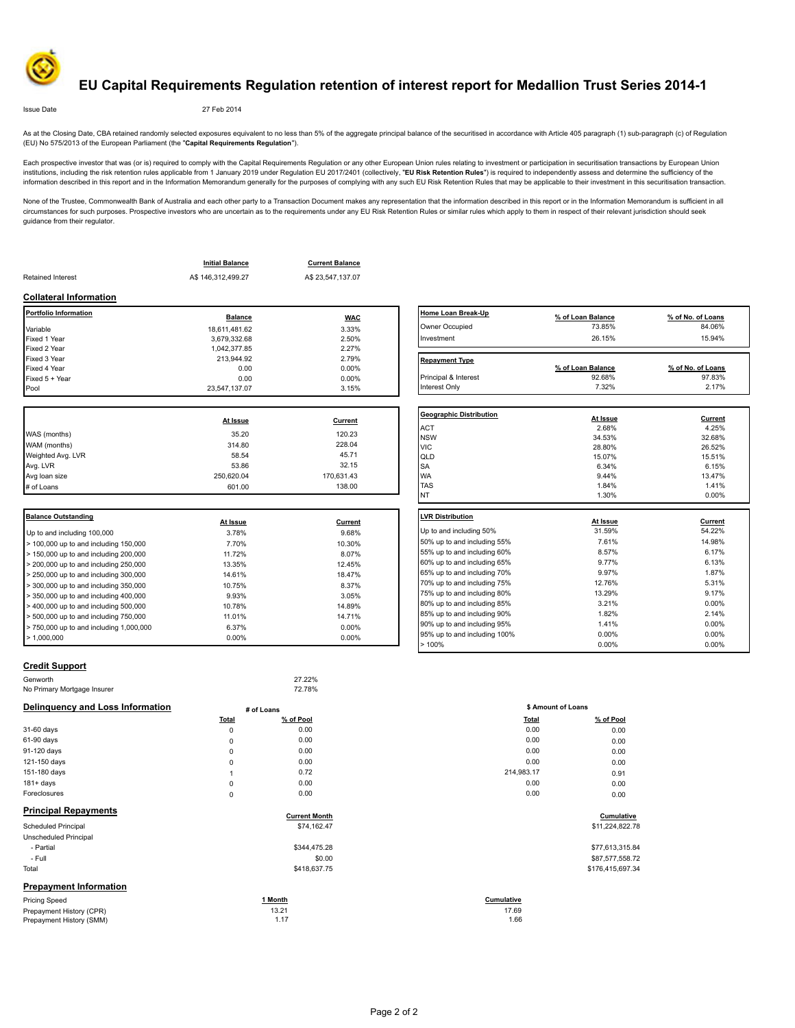# EU Capital Requirements Regulation retention of interest report for Medallion Trust Series 2014-1

Issue Date 27 Feb 2014

As at the Closing Date, CBA retained randomly selected exposures equivalent to no less than 5% of the aggregate principal balance of the securitised in accordance with Article 405 paragraph (1) sub-paragraph (c) of Regulation (EU) No 575/2013 of the European Parliament (the "**Capital Requirements Regulation**").

Each prospective investor that was (or is) required to comply with the Capital Requirements Regulation or any other European Union rules relating to investment or participation in securitisation transactions by European Union institutions, including the risk retention rules applicable from 1 January 2019 under Regulation EU 2017/2401 (collectively, "**EU Risk Retention Rules**") is required to independently assess and determine the sufficiency of the information described in this report and in the Information Memorandum generally for the purposes of complying with any such EU Risk Retention Rules that may be applicable to their investment in this securitisation transaction.

None of the Trustee, Commonwealth Bank of Australia and each other party to a Transaction Document makes any representation that the information described in this report or in the Information Memorandum is sufficient in all circumstances for such purposes. Prospective investors who are uncertain as to the requirements under any EU Risk Retention Rules or similar rules which apply to them in respect of their relevant jurisdiction should seek guidance from their regulator.

| | Initial Balance | Current Balance |
|---|---|---|
| Retained Interest | A$ 146,312,499.27 | A$ 23,547,137.07 |

## Collateral Information

| Portfolio Information | Balance | WAC |
|---|---|---|
| Variable | 18,611,481.62 | 3.33% |
| Fixed 1 Year | 3,679,332.68 | 2.50% |
| Fixed 2 Year | 1,042,377.85 | 2.27% |
| Fixed 3 Year | 213,944.92 | 2.79% |
| Fixed 4 Year | 0.00 | 0.00% |
| Fixed 5 + Year | 0.00 | 0.00% |
| Pool | 23,547,137.07 | 3.15% |

| | At Issue | Current |
|---|---|---|
| WAS (months) | 35.20 | 120.23 |
| WAM (months) | 314.80 | 228.04 |
| Weighted Avg. LVR | 58.54 | 45.71 |
| Avg. LVR | 53.86 | 32.15 |
| Avg loan size | 250,620.04 | 170,631.43 |
| # of Loans | 601.00 | 138.00 |

| Balance Outstanding | At Issue | Current |
|---|---|---|
| Up to and including 100,000 | 3.78% | 9.68% |
| > 100,000 up to and including 150,000 | 7.70% | 10.30% |
| > 150,000 up to and including 200,000 | 11.72% | 8.07% |
| > 200,000 up to and including 250,000 | 13.35% | 12.45% |
| > 250,000 up to and including 300,000 | 14.61% | 18.47% |
| > 300,000 up to and including 350,000 | 10.75% | 8.37% |
| > 350,000 up to and including 400,000 | 9.93% | 3.05% |
| > 400,000 up to and including 500,000 | 10.78% | 14.89% |
| > 500,000 up to and including 750,000 | 11.01% | 14.71% |
| > 750,000 up to and including 1,000,000 | 6.37% | 0.00% |
| > 1,000,000 | 0.00% | 0.00% |

| Home Loan Break-Up | % of Loan Balance | % of No. of Loans |
|---|---|---|
| Owner Occupied | 73.85% | 84.06% |
| Investment | 26.15% | 15.94% |

| Repayment Type | % of Loan Balance | % of No. of Loans |
|---|---|---|
| Principal & Interest | 92.68% | 97.83% |
| Interest Only | 7.32% | 2.17% |

| Geographic Distribution | At Issue | Current |
|---|---|---|
| ACT | 2.68% | 4.25% |
| NSW | 34.53% | 32.68% |
| VIC | 28.80% | 26.52% |
| QLD | 15.07% | 15.51% |
| SA | 6.34% | 6.15% |
| WA | 9.44% | 13.47% |
| TAS | 1.84% | 1.41% |
| NT | 1.30% | 0.00% |

| LVR Distribution | At Issue | Current |
|---|---|---|
| Up to and including 50% | 31.59% | 54.22% |
| 50% up to and including 55% | 7.61% | 14.98% |
| 55% up to and including 60% | 8.57% | 6.17% |
| 60% up to and including 65% | 9.77% | 6.13% |
| 65% up to and including 70% | 9.97% | 1.87% |
| 70% up to and including 75% | 12.76% | 5.31% |
| 75% up to and including 80% | 13.29% | 9.17% |
| 80% up to and including 85% | 3.21% | 0.00% |
| 85% up to and including 90% | 1.82% | 2.14% |
| 90% up to and including 95% | 1.41% | 0.00% |
| 95% up to and including 100% | 0.00% | 0.00% |
| > 100% | 0.00% | 0.00% |

## Credit Support

| | |
|---|---|
| Genworth | 27.22% |
| No Primary Mortgage Insurer | 72.78% |

## Delinquency and Loss Information

| | # of Loans Total | # of Loans % of Pool | $ Amount of Loans Total | $ Amount of Loans % of Pool |
|---|---|---|---|---|
| 31-60 days | 0 | 0.00 | 0.00 | 0.00 |
| 61-90 days | 0 | 0.00 | 0.00 | 0.00 |
| 91-120 days | 0 | 0.00 | 0.00 | 0.00 |
| 121-150 days | 0 | 0.00 | 0.00 | 0.00 |
| 151-180 days | 1 | 0.72 | 214,983.17 | 0.91 |
| 181+ days | 0 | 0.00 | 0.00 | 0.00 |
| Foreclosures | 0 | 0.00 | 0.00 | 0.00 |

## Principal Repayments

| | Current Month | Cumulative |
|---|---|---|
| Scheduled Principal | $74,162.47 | $11,224,822.78 |
| Unscheduled Principal | | |
| - Partial | $344,475.28 | $77,613,315.84 |
| - Full | $0.00 | $87,577,558.72 |
| Total | $418,637.75 | $176,415,697.34 |

## Prepayment Information

| Pricing Speed | 1 Month | Cumulative |
|---|---|---|
| Prepayment History (CPR) | 13.21 | 17.69 |
| Prepayment History (SMM) | 1.17 | 1.66 |